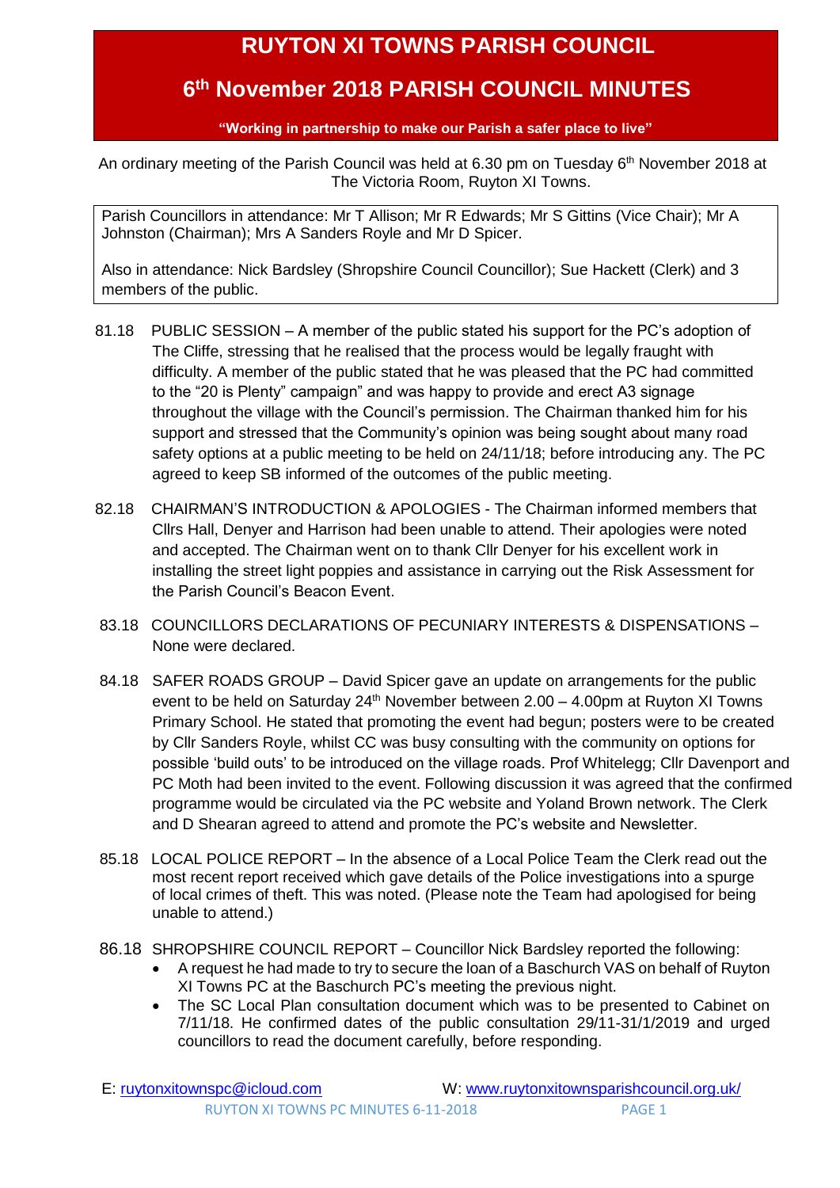# RUYTON XI TOWNS PARISH COUNCIL

## 6th November 2018 PARISH COUNCIL MINUTES

**"Working in partnership to make our Parish a safer place to live"**

An ordinary meeting of the Parish Council was held at 6.30 pm on Tuesday 6th November 2018 at The Victoria Room, Ruyton XI Towns.

Parish Councillors in attendance: Mr T Allison; Mr R Edwards; Mr S Gittins (Vice Chair); Mr A Johnston (Chairman); Mrs A Sanders Royle and Mr D Spicer.

Also in attendance: Nick Bardsley (Shropshire Council Councillor); Sue Hackett (Clerk) and 3 members of the public.

81.18 PUBLIC SESSION – A member of the public stated his support for the PC's adoption of The Cliffe, stressing that he realised that the process would be legally fraught with difficulty. A member of the public stated that he was pleased that the PC had committed to the "20 is Plenty" campaign" and was happy to provide and erect A3 signage throughout the village with the Council's permission. The Chairman thanked him for his support and stressed that the Community's opinion was being sought about many road safety options at a public meeting to be held on 24/11/18; before introducing any. The PC agreed to keep SB informed of the outcomes of the public meeting.

82.18 CHAIRMAN'S INTRODUCTION & APOLOGIES - The Chairman informed members that Cllrs Hall, Denyer and Harrison had been unable to attend. Their apologies were noted and accepted. The Chairman went on to thank Cllr Denyer for his excellent work in installing the street light poppies and assistance in carrying out the Risk Assessment for the Parish Council's Beacon Event.

83.18 COUNCILLORS DECLARATIONS OF PECUNIARY INTERESTS & DISPENSATIONS – None were declared.

84.18 SAFER ROADS GROUP – David Spicer gave an update on arrangements for the public event to be held on Saturday 24th November between 2.00 – 4.00pm at Ruyton XI Towns Primary School. He stated that promoting the event had begun; posters were to be created by Cllr Sanders Royle, whilst CC was busy consulting with the community on options for possible 'build outs' to be introduced on the village roads. Prof Whitelegg; Cllr Davenport and PC Moth had been invited to the event. Following discussion it was agreed that the confirmed programme would be circulated via the PC website and Yoland Brown network. The Clerk and D Shearan agreed to attend and promote the PC's website and Newsletter.

85.18 LOCAL POLICE REPORT – In the absence of a Local Police Team the Clerk read out the most recent report received which gave details of the Police investigations into a spurge of local crimes of theft. This was noted. (Please note the Team had apologised for being unable to attend.)

86.18 SHROPSHIRE COUNCIL REPORT – Councillor Nick Bardsley reported the following:

- A request he had made to try to secure the loan of a Baschurch VAS on behalf of Ruyton XI Towns PC at the Baschurch PC's meeting the previous night.
- The SC Local Plan consultation document which was to be presented to Cabinet on 7/11/18. He confirmed dates of the public consultation 29/11-31/1/2019 and urged councillors to read the document carefully, before responding.

E: ruytonxitownspc@icloud.com W: www.ruytonxitownsparishcouncil.org.uk/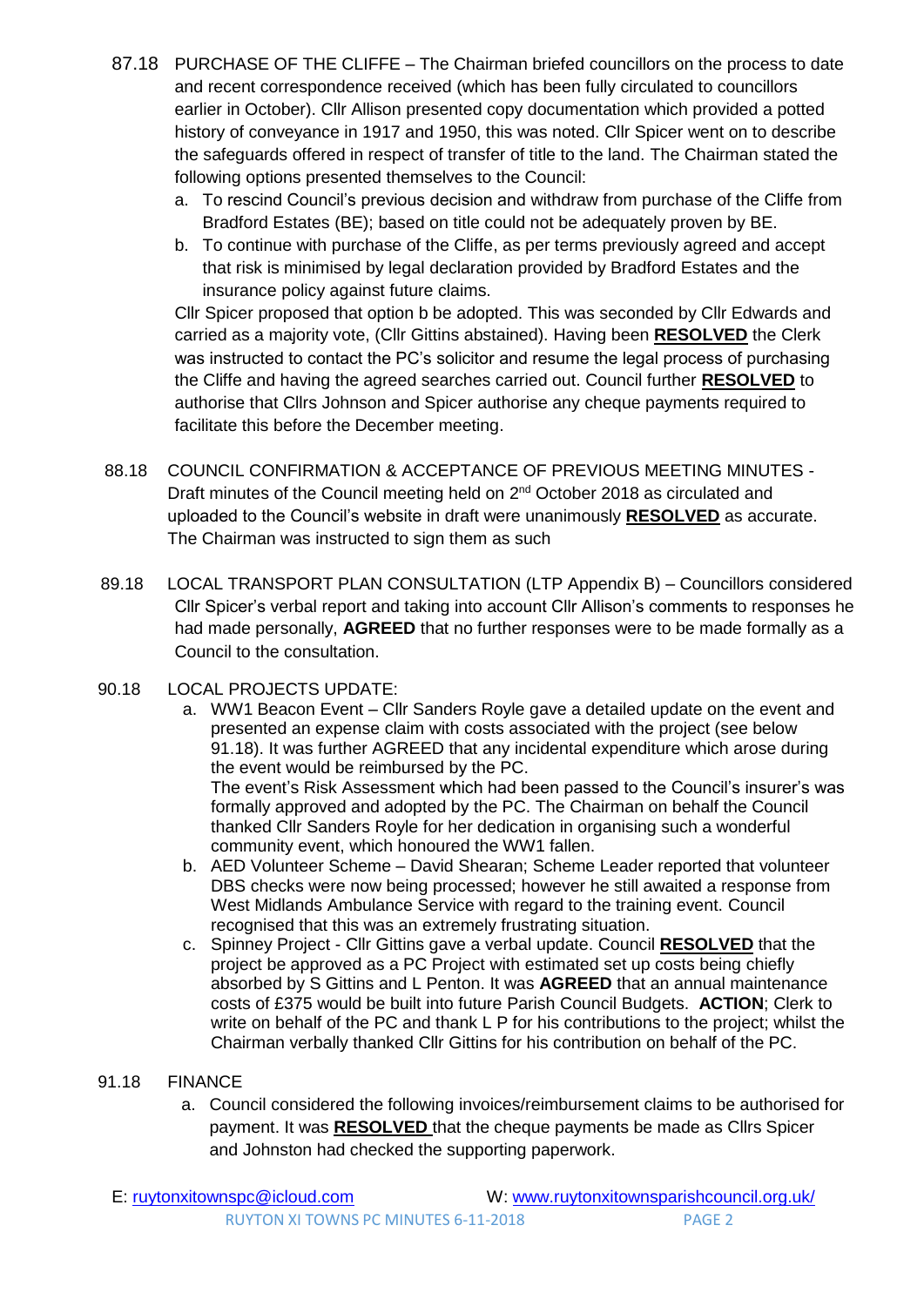87.18 PURCHASE OF THE CLIFFE – The Chairman briefed councillors on the process to date and recent correspondence received (which has been fully circulated to councillors earlier in October). Cllr Allison presented copy documentation which provided a potted history of conveyance in 1917 and 1950, this was noted. Cllr Spicer went on to describe the safeguards offered in respect of transfer of title to the land. The Chairman stated the following options presented themselves to the Council:

a. To rescind Council's previous decision and withdraw from purchase of the Cliffe from Bradford Estates (BE); based on title could not be adequately proven by BE.
b. To continue with purchase of the Cliffe, as per terms previously agreed and accept that risk is minimised by legal declaration provided by Bradford Estates and the insurance policy against future claims.

Cllr Spicer proposed that option b be adopted. This was seconded by Cllr Edwards and carried as a majority vote, (Cllr Gittins abstained). Having been **RESOLVED** the Clerk was instructed to contact the PC's solicitor and resume the legal process of purchasing the Cliffe and having the agreed searches carried out. Council further **RESOLVED** to authorise that Cllrs Johnson and Spicer authorise any cheque payments required to facilitate this before the December meeting.

88.18 COUNCIL CONFIRMATION & ACCEPTANCE OF PREVIOUS MEETING MINUTES - Draft minutes of the Council meeting held on 2nd October 2018 as circulated and uploaded to the Council's website in draft were unanimously **RESOLVED** as accurate. The Chairman was instructed to sign them as such

89.18 LOCAL TRANSPORT PLAN CONSULTATION (LTP Appendix B) – Councillors considered Cllr Spicer's verbal report and taking into account Cllr Allison's comments to responses he had made personally, **AGREED** that no further responses were to be made formally as a Council to the consultation.

90.18 LOCAL PROJECTS UPDATE:

a. WW1 Beacon Event – Cllr Sanders Royle gave a detailed update on the event and presented an expense claim with costs associated with the project (see below 91.18). It was further AGREED that any incidental expenditure which arose during the event would be reimbursed by the PC.
The event's Risk Assessment which had been passed to the Council's insurer's was formally approved and adopted by the PC. The Chairman on behalf the Council thanked Cllr Sanders Royle for her dedication in organising such a wonderful community event, which honoured the WW1 fallen.
b. AED Volunteer Scheme – David Shearan; Scheme Leader reported that volunteer DBS checks were now being processed; however he still awaited a response from West Midlands Ambulance Service with regard to the training event. Council recognised that this was an extremely frustrating situation.
c. Spinney Project - Cllr Gittins gave a verbal update. Council **RESOLVED** that the project be approved as a PC Project with estimated set up costs being chiefly absorbed by S Gittins and L Penton. It was **AGREED** that an annual maintenance costs of £375 would be built into future Parish Council Budgets. **ACTION**; Clerk to write on behalf of the PC and thank L P for his contributions to the project; whilst the Chairman verbally thanked Cllr Gittins for his contribution on behalf of the PC.

91.18 FINANCE

a. Council considered the following invoices/reimbursement claims to be authorised for payment. It was **RESOLVED** that the cheque payments be made as Cllrs Spicer and Johnston had checked the supporting paperwork.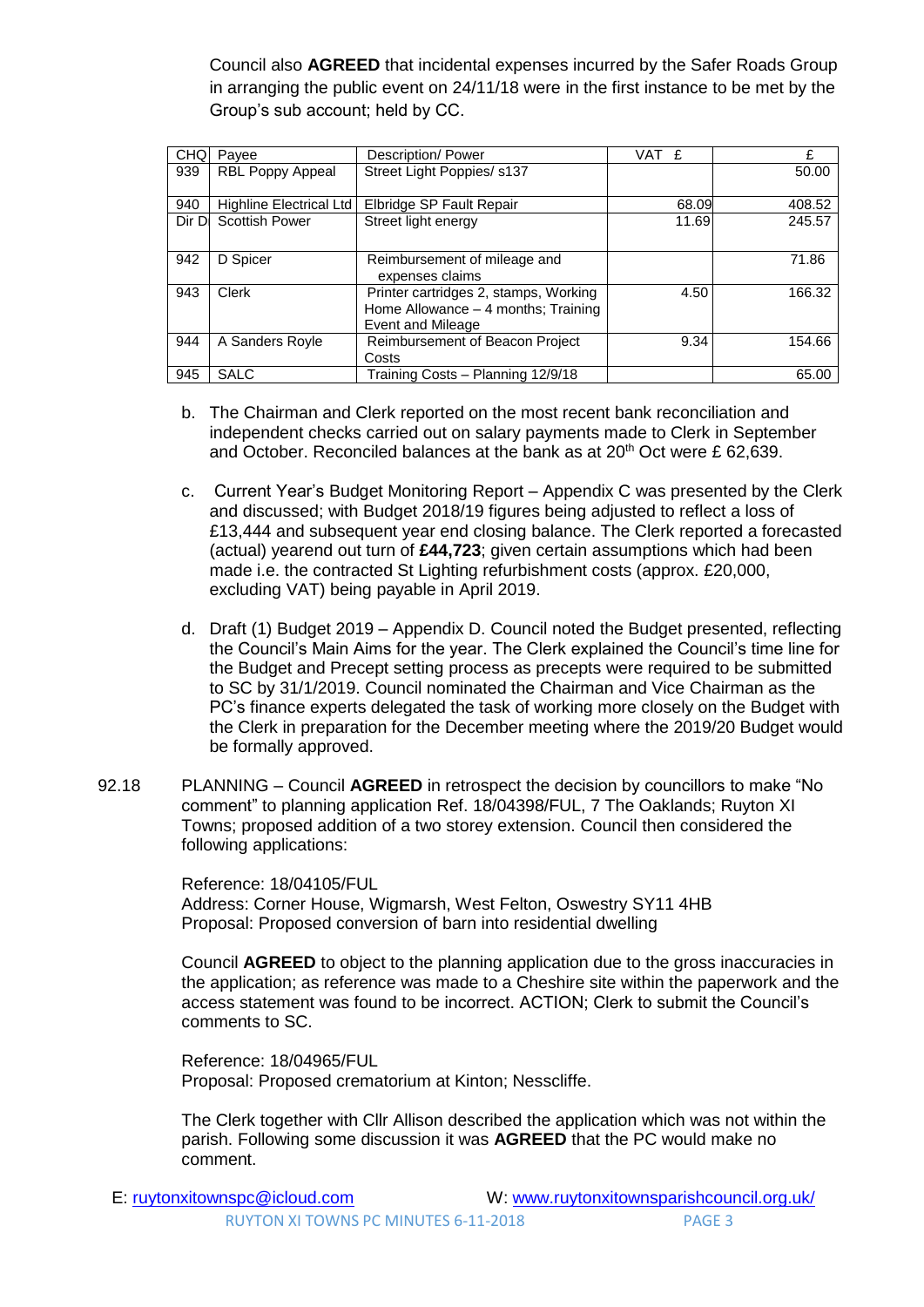Council also **AGREED** that incidental expenses incurred by the Safer Roads Group in arranging the public event on 24/11/18 were in the first instance to be met by the Group's sub account; held by CC.

| CHQ | Payee | Description/ Power | VAT £ | £ |
|---|---|---|---|---|
| 939 | RBL Poppy Appeal | Street Light Poppies/ s137 | | 50.00 |
| 940 | Highline Electrical Ltd | Elbridge SP Fault Repair | 68.09 | 408.52 |
| Dir D | Scottish Power | Street light energy | 11.69 | 245.57 |
| 942 | D Spicer | Reimbursement of mileage and expenses claims | | 71.86 |
| 943 | Clerk | Printer cartridges 2, stamps, Working Home Allowance – 4 months; Training Event and Mileage | 4.50 | 166.32 |
| 944 | A Sanders Royle | Reimbursement of Beacon Project Costs | 9.34 | 154.66 |
| 945 | SALC | Training Costs – Planning 12/9/18 | | 65.00 |

b. The Chairman and Clerk reported on the most recent bank reconciliation and independent checks carried out on salary payments made to Clerk in September and October. Reconciled balances at the bank as at 20th Oct were £ 62,639.

c. Current Year's Budget Monitoring Report – Appendix C was presented by the Clerk and discussed; with Budget 2018/19 figures being adjusted to reflect a loss of £13,444 and subsequent year end closing balance. The Clerk reported a forecasted (actual) yearend out turn of **£44,723**; given certain assumptions which had been made i.e. the contracted St Lighting refurbishment costs (approx. £20,000, excluding VAT) being payable in April 2019.

d. Draft (1) Budget 2019 – Appendix D. Council noted the Budget presented, reflecting the Council's Main Aims for the year. The Clerk explained the Council's time line for the Budget and Precept setting process as precepts were required to be submitted to SC by 31/1/2019. Council nominated the Chairman and Vice Chairman as the PC's finance experts delegated the task of working more closely on the Budget with the Clerk in preparation for the December meeting where the 2019/20 Budget would be formally approved.

92.18 PLANNING – Council **AGREED** in retrospect the decision by councillors to make "No comment" to planning application Ref. 18/04398/FUL, 7 The Oaklands; Ruyton XI Towns; proposed addition of a two storey extension. Council then considered the following applications:

Reference: 18/04105/FUL
Address: Corner House, Wigmarsh, West Felton, Oswestry SY11 4HB
Proposal: Proposed conversion of barn into residential dwelling

Council **AGREED** to object to the planning application due to the gross inaccuracies in the application; as reference was made to a Cheshire site within the paperwork and the access statement was found to be incorrect. ACTION; Clerk to submit the Council's comments to SC.

Reference: 18/04965/FUL
Proposal: Proposed crematorium at Kinton; Nesscliffe.

The Clerk together with Cllr Allison described the application which was not within the parish. Following some discussion it was **AGREED** that the PC would make no comment.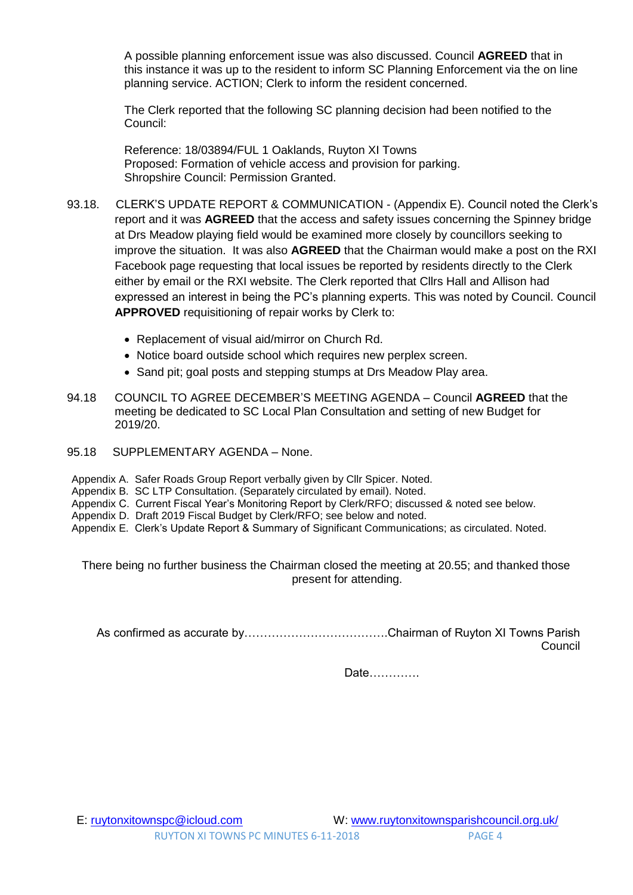A possible planning enforcement issue was also discussed. Council **AGREED** that in this instance it was up to the resident to inform SC Planning Enforcement via the on line planning service. ACTION; Clerk to inform the resident concerned.

The Clerk reported that the following SC planning decision had been notified to the Council:

Reference: 18/03894/FUL 1 Oaklands, Ruyton XI Towns
Proposed: Formation of vehicle access and provision for parking.
Shropshire Council: Permission Granted.

93.18. CLERK'S UPDATE REPORT & COMMUNICATION - (Appendix E). Council noted the Clerk's report and it was **AGREED** that the access and safety issues concerning the Spinney bridge at Drs Meadow playing field would be examined more closely by councillors seeking to improve the situation. It was also **AGREED** that the Chairman would make a post on the RXI Facebook page requesting that local issues be reported by residents directly to the Clerk either by email or the RXI website. The Clerk reported that Cllrs Hall and Allison had expressed an interest in being the PC's planning experts. This was noted by Council. Council **APPROVED** requisitioning of repair works by Clerk to:

- Replacement of visual aid/mirror on Church Rd.
- Notice board outside school which requires new perplex screen.
- Sand pit; goal posts and stepping stumps at Drs Meadow Play area.

94.18 COUNCIL TO AGREE DECEMBER'S MEETING AGENDA – Council **AGREED** that the meeting be dedicated to SC Local Plan Consultation and setting of new Budget for 2019/20.

95.18 SUPPLEMENTARY AGENDA – None.

Appendix A. Safer Roads Group Report verbally given by Cllr Spicer. Noted.
Appendix B. SC LTP Consultation. (Separately circulated by email). Noted.
Appendix C. Current Fiscal Year's Monitoring Report by Clerk/RFO; discussed & noted see below.
Appendix D. Draft 2019 Fiscal Budget by Clerk/RFO; see below and noted.
Appendix E. Clerk's Update Report & Summary of Significant Communications; as circulated. Noted.

There being no further business the Chairman closed the meeting at 20.55; and thanked those present for attending.

As confirmed as accurate by……………………………….Chairman of Ruyton XI Towns Parish Council

Date………….

E: ruytonxitownspc@icloud.com W: www.ruytonxitownsparishcouncil.org.uk/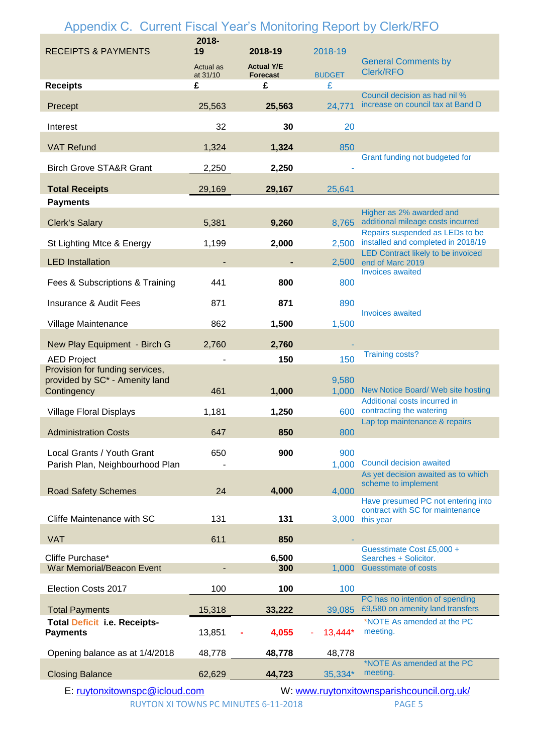## Appendix C. Current Fiscal Year's Monitoring Report by Clerk/RFO

| RECEIPTS & PAYMENTS | 2018-19 Actual as at 31/10 | 2018-19 Actual Y/E Forecast | 2018-19 BUDGET | General Comments by Clerk/RFO |
|---|---|---|---|---|
| **Receipts** | £ | £ | £ | |
| Precept | 25,563 | **25,563** | 24,771 | Council decision as had nil % increase on council tax at Band D |
| Interest | 32 | **30** | 20 | |
| VAT Refund | 1,324 | **1,324** | 850 | |
| Birch Grove STA&R Grant | 2,250 | **2,250** | - | Grant funding not budgeted for |
| **Total Receipts** | 29,169 | **29,167** | 25,641 | |
| **Payments** | | | | |
| Clerk's Salary | 5,381 | **9,260** | 8,765 | Higher as 2% awarded and additional mileage costs incurred |
| St Lighting Mtce & Energy | 1,199 | **2,000** | 2,500 | Repairs suspended as LEDs to be installed and completed in 2018/19 |
| LED Installation | - | **-** | 2,500 | LED Contract likely to be invoiced end of Marc 2019 |
| Fees & Subscriptions & Training | 441 | **800** | 800 | Invoices awaited |
| Insurance & Audit Fees | 871 | **871** | 890 | |
| Village Maintenance | 862 | **1,500** | 1,500 | Invoices awaited |
| New Play Equipment - Birch G | 2,760 | **2,760** | - | |
| AED Project | - | **150** | 150 | Training costs? |
| Provision for funding services, provided by SC* - Amenity land | | | 9,580 | |
| Contingency | 461 | **1,000** | 1,000 | New Notice Board/ Web site hosting |
| Village Floral Displays | 1,181 | **1,250** | 600 | Additional costs incurred in contracting the watering |
| Administration Costs | 647 | **850** | 800 | Lap top maintenance & repairs |
| Local Grants / Youth Grant | 650 | **900** | 900 | |
| Parish Plan, Neighbourhood Plan | - | | 1,000 | Council decision awaited |
| Road Safety Schemes | 24 | **4,000** | 4,000 | As yet decision awaited as to which scheme to implement |
| Cliffe Maintenance with SC | 131 | **131** | 3,000 | Have presumed PC not entering into contract with SC for maintenance this year |
| VAT | 611 | **850** | - | |
| Cliffe Purchase* | | **6,500** | | Guesstimate Cost £5,000 + Searches + Solicitor. |
| War Memorial/Beacon Event | - | **300** | 1,000 | Guesstimate of costs |
| Election Costs 2017 | 100 | **100** | 100 | |
| Total Payments | 15,318 | **33,222** | 39,085 | PC has no intention of spending £9,580 on amenity land transfers |
| **Total Deficit i.e. Receipts-Payments** | 13,851 | **- 4,055** | - 13,444* | *NOTE As amended at the PC meeting. |
| Opening balance as at 1/4/2018 | 48,778 | **48,778** | 48,778 | |
| Closing Balance | 62,629 | **44,723** | 35,334* | *NOTE As amended at the PC meeting. |

E: ruytonxitownspc@icloud.com W: www.ruytonxitownsparishcouncil.org.uk/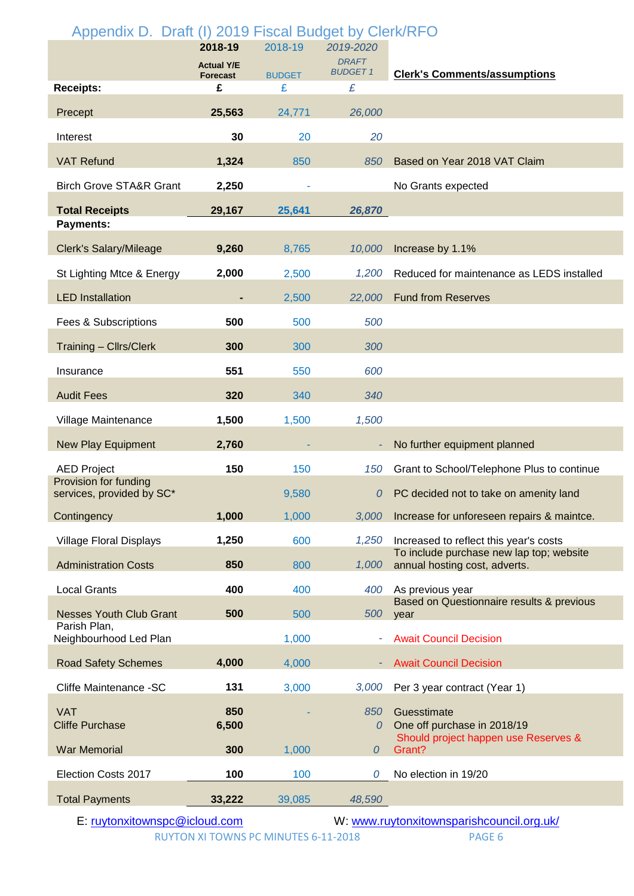# Appendix D. Draft (I) 2019 Fiscal Budget by Clerk/RFO

| | 2018-19 Actual Y/E Forecast | 2018-19 BUDGET | 2019-2020 DRAFT BUDGET 1 | Clerk's Comments/assumptions |
|---|---|---|---|---|
| **Receipts:** | £ | £ | £ | |
| Precept | 25,563 | 24,771 | 26,000 | |
| Interest | 30 | 20 | 20 | |
| VAT Refund | 1,324 | 850 | 850 | Based on Year 2018 VAT Claim |
| Birch Grove STA&R Grant | 2,250 | - | | No Grants expected |
| **Total Receipts** | 29,167 | 25,641 | 26,870 | |
| **Payments:** | | | | |
| Clerk's Salary/Mileage | 9,260 | 8,765 | 10,000 | Increase by 1.1% |
| St Lighting Mtce & Energy | 2,000 | 2,500 | 1,200 | Reduced for maintenance as LEDS installed |
| LED Installation | - | 2,500 | 22,000 | Fund from Reserves |
| Fees & Subscriptions | 500 | 500 | 500 | |
| Training – Cllrs/Clerk | 300 | 300 | 300 | |
| Insurance | 551 | 550 | 600 | |
| Audit Fees | 320 | 340 | 340 | |
| Village Maintenance | 1,500 | 1,500 | 1,500 | |
| New Play Equipment | 2,760 | - | - | No further equipment planned |
| AED Project | 150 | 150 | 150 | Grant to School/Telephone Plus to continue |
| Provision for funding services, provided by SC* | | 9,580 | 0 | PC decided not to take on amenity land |
| Contingency | 1,000 | 1,000 | 3,000 | Increase for unforeseen repairs & maintce. |
| Village Floral Displays | 1,250 | 600 | 1,250 | Increased to reflect this year's costs |
| Administration Costs | 850 | 800 | 1,000 | To include purchase new lap top; website annual hosting cost, adverts. |
| Local Grants | 400 | 400 | 400 | As previous year |
| Nesses Youth Club Grant | 500 | 500 | 500 | Based on Questionnaire results & previous year |
| Parish Plan, Neighbourhood Led Plan | | 1,000 | - | Await Council Decision |
| Road Safety Schemes | 4,000 | 4,000 | - | Await Council Decision |
| Cliffe Maintenance -SC | 131 | 3,000 | 3,000 | Per 3 year contract (Year 1) |
| VAT | 850 | - | 850 | Guesstimate |
| Cliffe Purchase | 6,500 | | 0 | One off purchase in 2018/19 |
| War Memorial | 300 | 1,000 | 0 | Should project happen use Reserves & Grant? |
| Election Costs 2017 | 100 | 100 | 0 | No election in 19/20 |
| Total Payments | 33,222 | 39,085 | 48,590 | |

E: ruytonxitownspc@icloud.com W: www.ruytonxitownsparishcouncil.org.uk/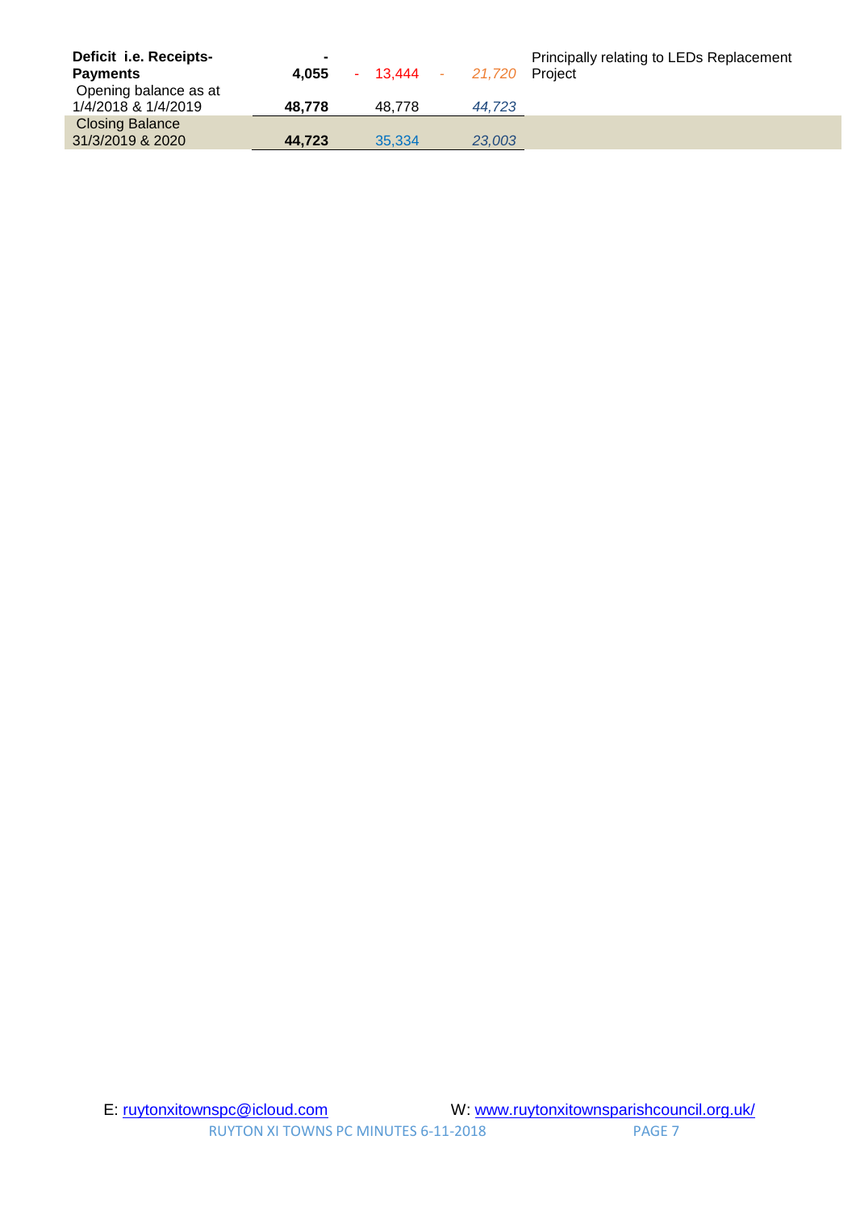| | | | | |
|---|---|---|---|---|
| **Deficit i.e. Receipts-Payments** | **- 4,055** | - 13,444 | - *21,720* | Principally relating to LEDs Replacement Project |
| Opening balance as at 1/4/2018 & 1/4/2019 | **48,778** | 48,778 | *44,723* | |
| Closing Balance 31/3/2019 & 2020 | **44,723** | 35,334 | *23,003* | |

E: ruytonxitownspc@icloud.com W: www.ruytonxitownsparishcouncil.org.uk/